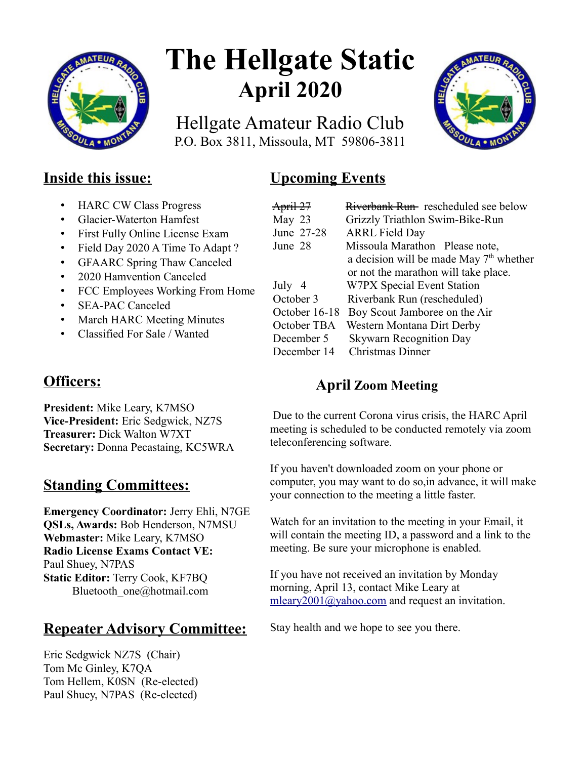# The Hellgate Static

## April 2020

Hellgate Amateur Radio Club
P.O. Box 3811, Missoula, MT 59806-3811

## Inside this issue:

- HARC CW Class Progress
- Glacier-Waterton Hamfest
- First Fully Online License Exam
- Field Day 2020 A Time To Adapt ?
- GFAARC Spring Thaw Canceled
- 2020 Hamvention Canceled
- FCC Employees Working From Home
- SEA-PAC Canceled
- March HARC Meeting Minutes
- Classified For Sale / Wanted

## Upcoming Events

| | |
|---|---|
| ~~April 27~~ | ~~Riverbank Run~~ rescheduled see below |
| May 23 | Grizzly Triathlon Swim-Bike-Run |
| June 27-28 | ARRL Field Day |
| June 28 | Missoula Marathon Please note, a decision will be made May 7th whether or not the marathon will take place. |
| July 4 | W7PX Special Event Station |
| October 3 | Riverbank Run (rescheduled) |
| October 16-18 | Boy Scout Jamboree on the Air |
| October TBA | Western Montana Dirt Derby |
| December 5 | Skywarn Recognition Day |
| December 14 | Christmas Dinner |

## Officers:

**President:** Mike Leary, K7MSO
**Vice-President:** Eric Sedgwick, NZ7S
**Treasurer:** Dick Walton W7XT
**Secretary:** Donna Pecastaing, KC5WRA

## Standing Committees:

**Emergency Coordinator:** Jerry Ehli, N7GE
**QSLs, Awards:** Bob Henderson, N7MSU
**Webmaster:** Mike Leary, K7MSO
**Radio License Exams Contact VE:** Paul Shuey, N7PAS
**Static Editor:** Terry Cook, KF7BQ
Bluetooth_one@hotmail.com

## Repeater Advisory Committee:

Eric Sedgwick NZ7S (Chair)
Tom Mc Ginley, K7QA
Tom Hellem, K0SN (Re-elected)
Paul Shuey, N7PAS (Re-elected)

## April Zoom Meeting

Due to the current Corona virus crisis, the HARC April meeting is scheduled to be conducted remotely via zoom teleconferencing software.

If you haven't downloaded zoom on your phone or computer, you may want to do so,in advance, it will make your connection to the meeting a little faster.

Watch for an invitation to the meeting in your Email, it will contain the meeting ID, a password and a link to the meeting. Be sure your microphone is enabled.

If you have not received an invitation by Monday morning, April 13, contact Mike Leary at mleary2001@yahoo.com and request an invitation.

Stay health and we hope to see you there.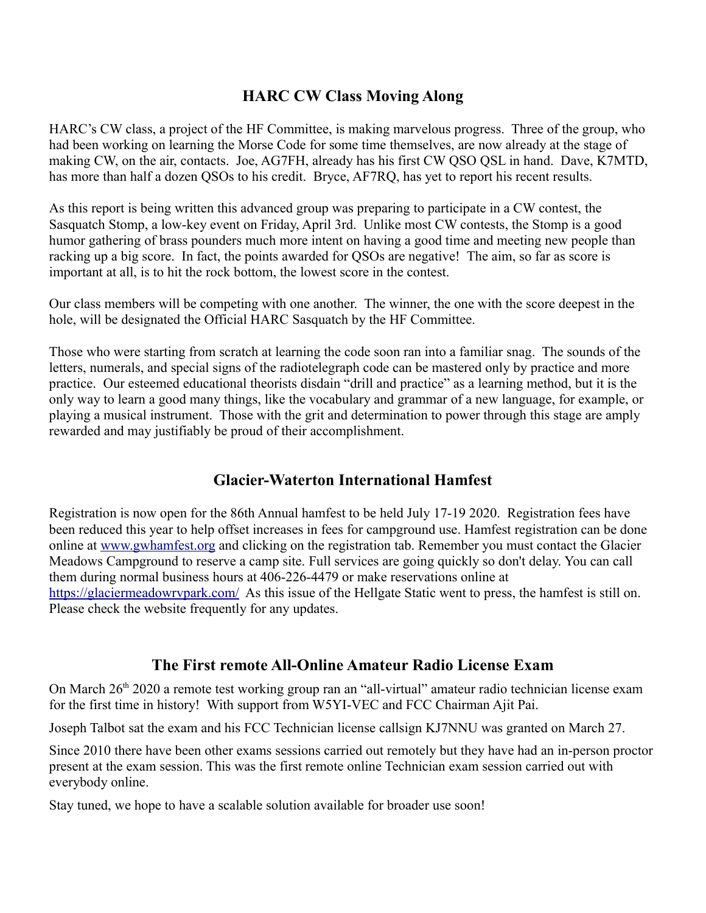## HARC CW Class Moving Along

HARC's CW class, a project of the HF Committee, is making marvelous progress. Three of the group, who had been working on learning the Morse Code for some time themselves, are now already at the stage of making CW, on the air, contacts. Joe, AG7FH, already has his first CW QSO QSL in hand. Dave, K7MTD, has more than half a dozen QSOs to his credit. Bryce, AF7RQ, has yet to report his recent results.

As this report is being written this advanced group was preparing to participate in a CW contest, the Sasquatch Stomp, a low-key event on Friday, April 3rd. Unlike most CW contests, the Stomp is a good humor gathering of brass pounders much more intent on having a good time and meeting new people than racking up a big score. In fact, the points awarded for QSOs are negative! The aim, so far as score is important at all, is to hit the rock bottom, the lowest score in the contest.

Our class members will be competing with one another. The winner, the one with the score deepest in the hole, will be designated the Official HARC Sasquatch by the HF Committee.

Those who were starting from scratch at learning the code soon ran into a familiar snag. The sounds of the letters, numerals, and special signs of the radiotelegraph code can be mastered only by practice and more practice. Our esteemed educational theorists disdain "drill and practice" as a learning method, but it is the only way to learn a good many things, like the vocabulary and grammar of a new language, for example, or playing a musical instrument. Those with the grit and determination to power through this stage are amply rewarded and may justifiably be proud of their accomplishment.

## Glacier-Waterton International Hamfest

Registration is now open for the 86th Annual hamfest to be held July 17-19 2020. Registration fees have been reduced this year to help offset increases in fees for campground use. Hamfest registration can be done online at [www.gwhamfest.org](www.gwhamfest.org) and clicking on the registration tab. Remember you must contact the Glacier Meadows Campground to reserve a camp site. Full services are going quickly so don't delay. You can call them during normal business hours at 406-226-4479 or make reservations online at [https://glaciermeadowrvpark.com/](https://glaciermeadowrvpark.com/) As this issue of the Hellgate Static went to press, the hamfest is still on. Please check the website frequently for any updates.

## The First remote All-Online Amateur Radio License Exam

On March 26th 2020 a remote test working group ran an "all-virtual" amateur radio technician license exam for the first time in history! With support from W5YI-VEC and FCC Chairman Ajit Pai.

Joseph Talbot sat the exam and his FCC Technician license callsign KJ7NNU was granted on March 27.

Since 2010 there have been other exams sessions carried out remotely but they have had an in-person proctor present at the exam session. This was the first remote online Technician exam session carried out with everybody online.

Stay tuned, we hope to have a scalable solution available for broader use soon!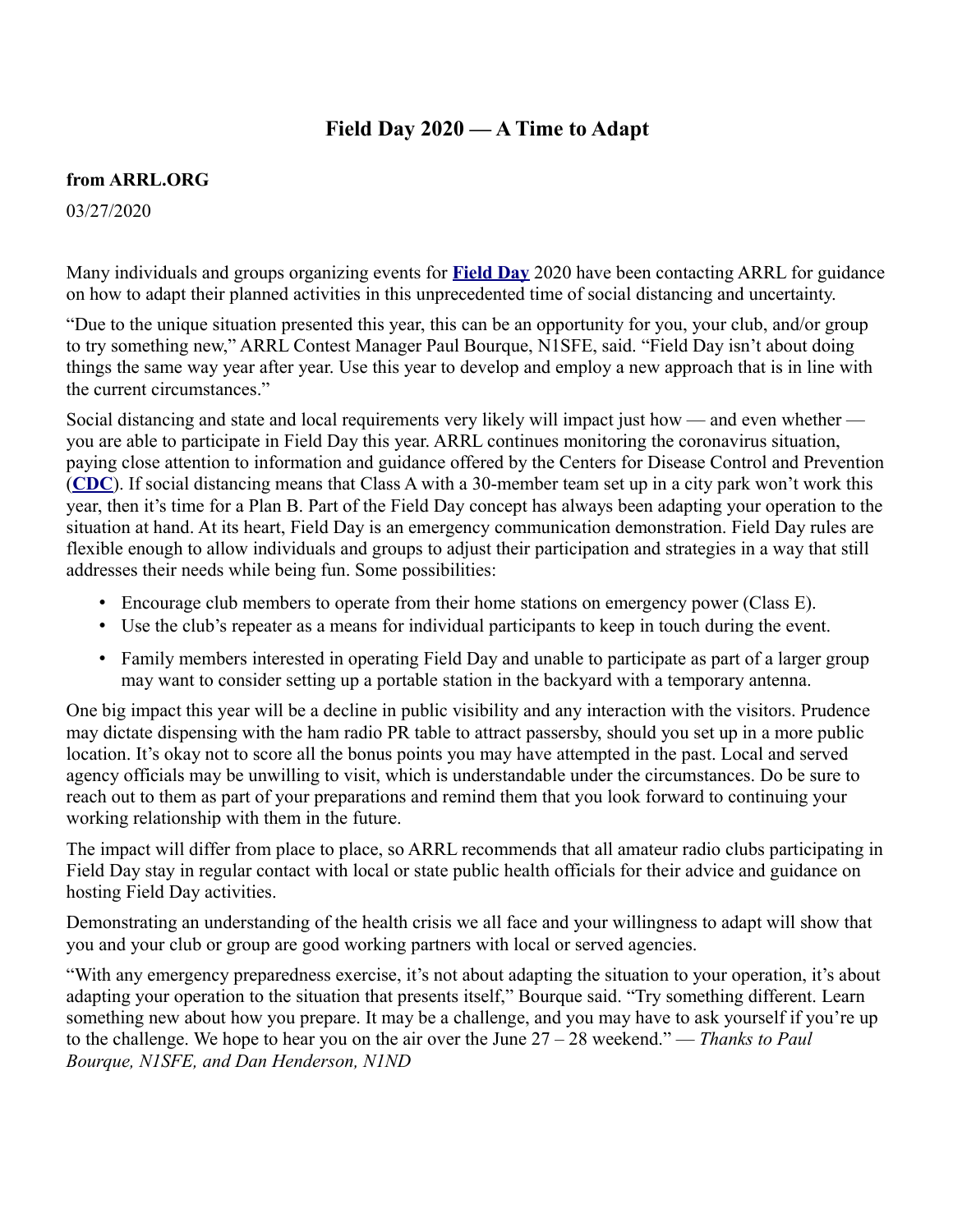## Field Day 2020 — A Time to Adapt

**from ARRL.ORG**

03/27/2020

Many individuals and groups organizing events for **Field Day** 2020 have been contacting ARRL for guidance on how to adapt their planned activities in this unprecedented time of social distancing and uncertainty.

"Due to the unique situation presented this year, this can be an opportunity for you, your club, and/or group to try something new," ARRL Contest Manager Paul Bourque, N1SFE, said. "Field Day isn't about doing things the same way year after year. Use this year to develop and employ a new approach that is in line with the current circumstances."

Social distancing and state and local requirements very likely will impact just how — and even whether — you are able to participate in Field Day this year. ARRL continues monitoring the coronavirus situation, paying close attention to information and guidance offered by the Centers for Disease Control and Prevention (**CDC**). If social distancing means that Class A with a 30-member team set up in a city park won't work this year, then it's time for a Plan B. Part of the Field Day concept has always been adapting your operation to the situation at hand. At its heart, Field Day is an emergency communication demonstration. Field Day rules are flexible enough to allow individuals and groups to adjust their participation and strategies in a way that still addresses their needs while being fun. Some possibilities:

- Encourage club members to operate from their home stations on emergency power (Class E).
- Use the club's repeater as a means for individual participants to keep in touch during the event.
- Family members interested in operating Field Day and unable to participate as part of a larger group may want to consider setting up a portable station in the backyard with a temporary antenna.

One big impact this year will be a decline in public visibility and any interaction with the visitors. Prudence may dictate dispensing with the ham radio PR table to attract passersby, should you set up in a more public location. It's okay not to score all the bonus points you may have attempted in the past. Local and served agency officials may be unwilling to visit, which is understandable under the circumstances. Do be sure to reach out to them as part of your preparations and remind them that you look forward to continuing your working relationship with them in the future.

The impact will differ from place to place, so ARRL recommends that all amateur radio clubs participating in Field Day stay in regular contact with local or state public health officials for their advice and guidance on hosting Field Day activities.

Demonstrating an understanding of the health crisis we all face and your willingness to adapt will show that you and your club or group are good working partners with local or served agencies.

"With any emergency preparedness exercise, it's not about adapting the situation to your operation, it's about adapting your operation to the situation that presents itself," Bourque said. "Try something different. Learn something new about how you prepare. It may be a challenge, and you may have to ask yourself if you're up to the challenge. We hope to hear you on the air over the June 27 – 28 weekend." — *Thanks to Paul Bourque, N1SFE, and Dan Henderson, N1ND*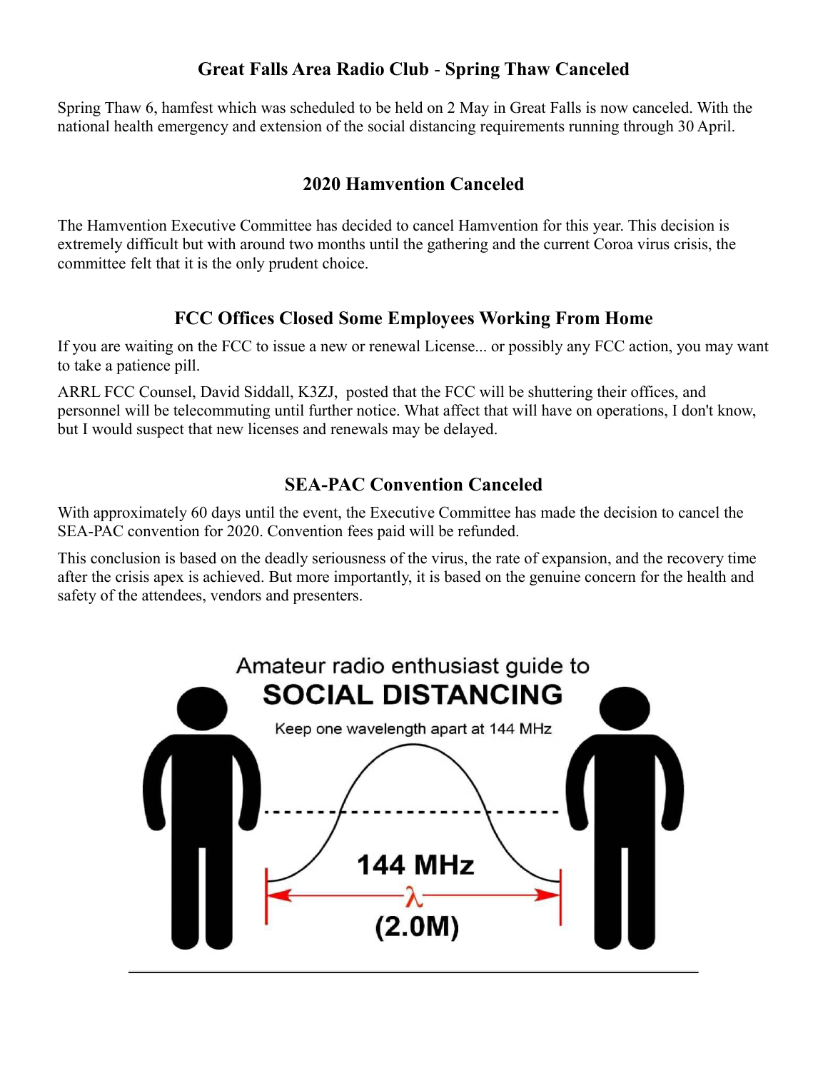## Great Falls Area Radio Club - Spring Thaw Canceled

Spring Thaw 6, hamfest which was scheduled to be held on 2 May in Great Falls is now canceled. With the national health emergency and extension of the social distancing requirements running through 30 April.

## 2020 Hamvention Canceled

The Hamvention Executive Committee has decided to cancel Hamvention for this year. This decision is extremely difficult but with around two months until the gathering and the current Coroa virus crisis, the committee felt that it is the only prudent choice.

## FCC Offices Closed Some Employees Working From Home

If you are waiting on the FCC to issue a new or renewal License... or possibly any FCC action, you may want to take a patience pill.

ARRL FCC Counsel, David Siddall, K3ZJ, posted that the FCC will be shuttering their offices, and personnel will be telecommuting until further notice. What affect that will have on operations, I don't know, but I would suspect that new licenses and renewals may be delayed.

## SEA-PAC Convention Canceled

With approximately 60 days until the event, the Executive Committee has made the decision to cancel the SEA-PAC convention for 2020. Convention fees paid will be refunded.

This conclusion is based on the deadly seriousness of the virus, the rate of expansion, and the recovery time after the crisis apex is achieved. But more importantly, it is based on the genuine concern for the health and safety of the attendees, vendors and presenters.

Amateur radio enthusiast guide to
**SOCIAL DISTANCING**
Keep one wavelength apart at 144 MHz

**144 MHz**
$\lambda$
**(2.0M)**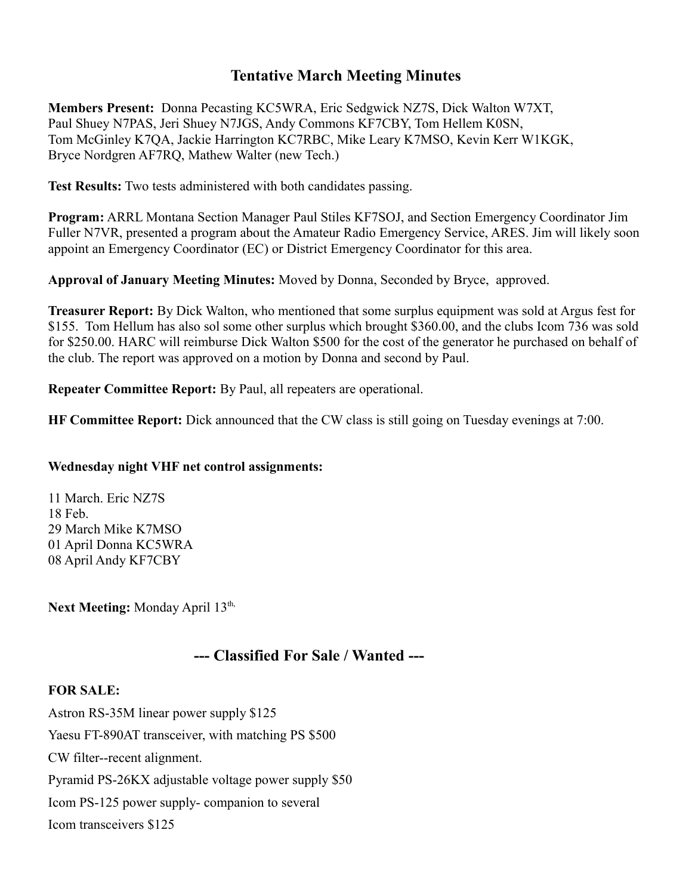## Tentative March Meeting Minutes

**Members Present:** Donna Pecasting KC5WRA, Eric Sedgwick NZ7S, Dick Walton W7XT, Paul Shuey N7PAS, Jeri Shuey N7JGS, Andy Commons KF7CBY, Tom Hellem K0SN, Tom McGinley K7QA, Jackie Harrington KC7RBC, Mike Leary K7MSO, Kevin Kerr W1KGK, Bryce Nordgren AF7RQ, Mathew Walter (new Tech.)

**Test Results:** Two tests administered with both candidates passing.

**Program:** ARRL Montana Section Manager Paul Stiles KF7SOJ, and Section Emergency Coordinator Jim Fuller N7VR, presented a program about the Amateur Radio Emergency Service, ARES. Jim will likely soon appoint an Emergency Coordinator (EC) or District Emergency Coordinator for this area.

**Approval of January Meeting Minutes:** Moved by Donna, Seconded by Bryce, approved.

**Treasurer Report:** By Dick Walton, who mentioned that some surplus equipment was sold at Argus fest for $155. Tom Hellum has also sol some other surplus which brought $360.00, and the clubs Icom 736 was sold for $250.00. HARC will reimburse Dick Walton $500 for the cost of the generator he purchased on behalf of the club. The report was approved on a motion by Donna and second by Paul.

**Repeater Committee Report:** By Paul, all repeaters are operational.

**HF Committee Report:** Dick announced that the CW class is still going on Tuesday evenings at 7:00.

**Wednesday night VHF net control assignments:**

11 March. Eric NZ7S
18 Feb.
29 March Mike K7MSO
01 April Donna KC5WRA
08 April Andy KF7CBY

**Next Meeting:** Monday April 13th,

## --- Classified For Sale / Wanted ---

**FOR SALE:**

Astron RS-35M linear power supply $125

Yaesu FT-890AT transceiver, with matching PS $500

CW filter--recent alignment.

Pyramid PS-26KX adjustable voltage power supply $50

Icom PS-125 power supply- companion to several

Icom transceivers $125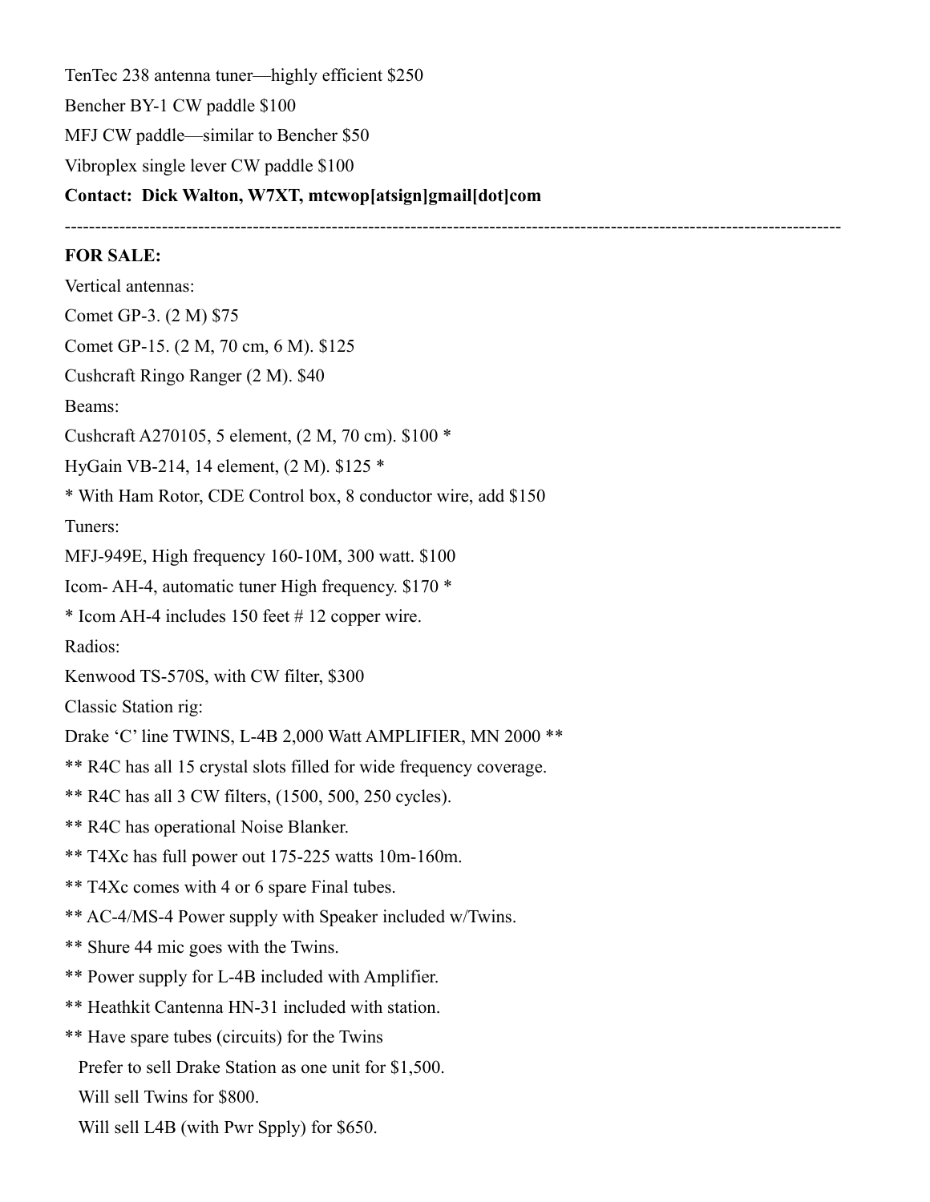TenTec 238 antenna tuner—highly efficient $250

Bencher BY-1 CW paddle $100

MFJ CW paddle—similar to Bencher $50

Vibroplex single lever CW paddle $100

**Contact: Dick Walton, W7XT, mtcwop[atsign]gmail[dot]com**

---

**FOR SALE:**

Vertical antennas:

Comet GP-3. (2 M) $75

Comet GP-15. (2 M, 70 cm, 6 M). $125

Cushcraft Ringo Ranger (2 M). $40

Beams:

Cushcraft A270105, 5 element, (2 M, 70 cm). $100 *

HyGain VB-214, 14 element, (2 M). $125 *

* With Ham Rotor, CDE Control box, 8 conductor wire, add $150

Tuners:

MFJ-949E, High frequency 160-10M, 300 watt. $100

Icom- AH-4, automatic tuner High frequency. $170 *

* Icom AH-4 includes 150 feet # 12 copper wire.

Radios:

Kenwood TS-570S, with CW filter, $300

Classic Station rig:

Drake 'C' line TWINS, L-4B 2,000 Watt AMPLIFIER, MN 2000 **

** R4C has all 15 crystal slots filled for wide frequency coverage.

** R4C has all 3 CW filters, (1500, 500, 250 cycles).

** R4C has operational Noise Blanker.

** T4Xc has full power out 175-225 watts 10m-160m.

** T4Xc comes with 4 or 6 spare Final tubes.

** AC-4/MS-4 Power supply with Speaker included w/Twins.

** Shure 44 mic goes with the Twins.

** Power supply for L-4B included with Amplifier.

** Heathkit Cantenna HN-31 included with station.

** Have spare tubes (circuits) for the Twins

Prefer to sell Drake Station as one unit for $1,500.

Will sell Twins for $800.

Will sell L4B (with Pwr Spply) for $650.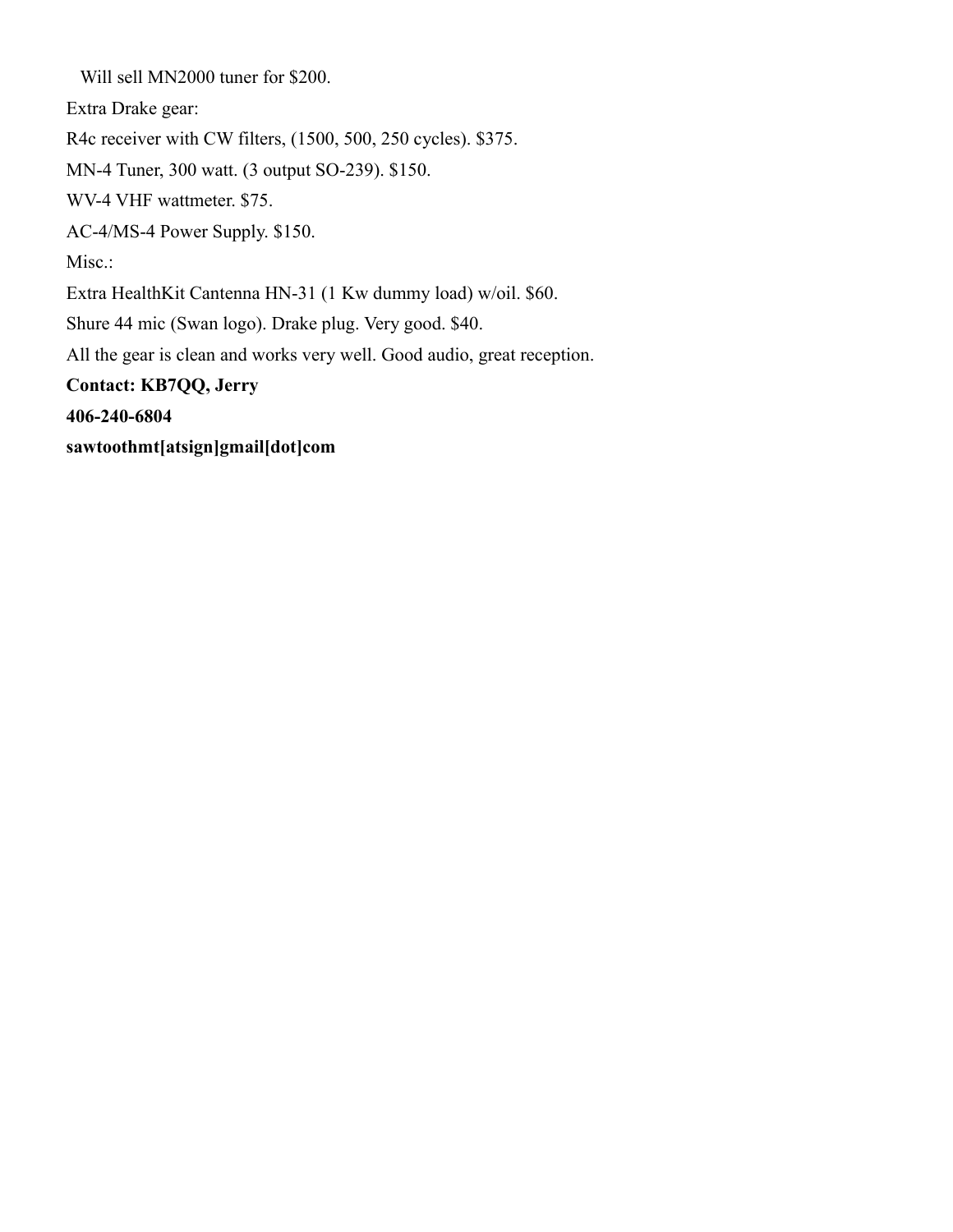Will sell MN2000 tuner for $200.

Extra Drake gear:

R4c receiver with CW filters, (1500, 500, 250 cycles). $375.

MN-4 Tuner, 300 watt. (3 output SO-239). $150.

WV-4 VHF wattmeter. $75.

AC-4/MS-4 Power Supply. $150.

Misc.:

Extra HealthKit Cantenna HN-31 (1 Kw dummy load) w/oil. $60.

Shure 44 mic (Swan logo). Drake plug. Very good. $40.

All the gear is clean and works very well. Good audio, great reception.

**Contact: KB7QQ, Jerry**

**406-240-6804**

**sawtoothmt[atsign]gmail[dot]com**